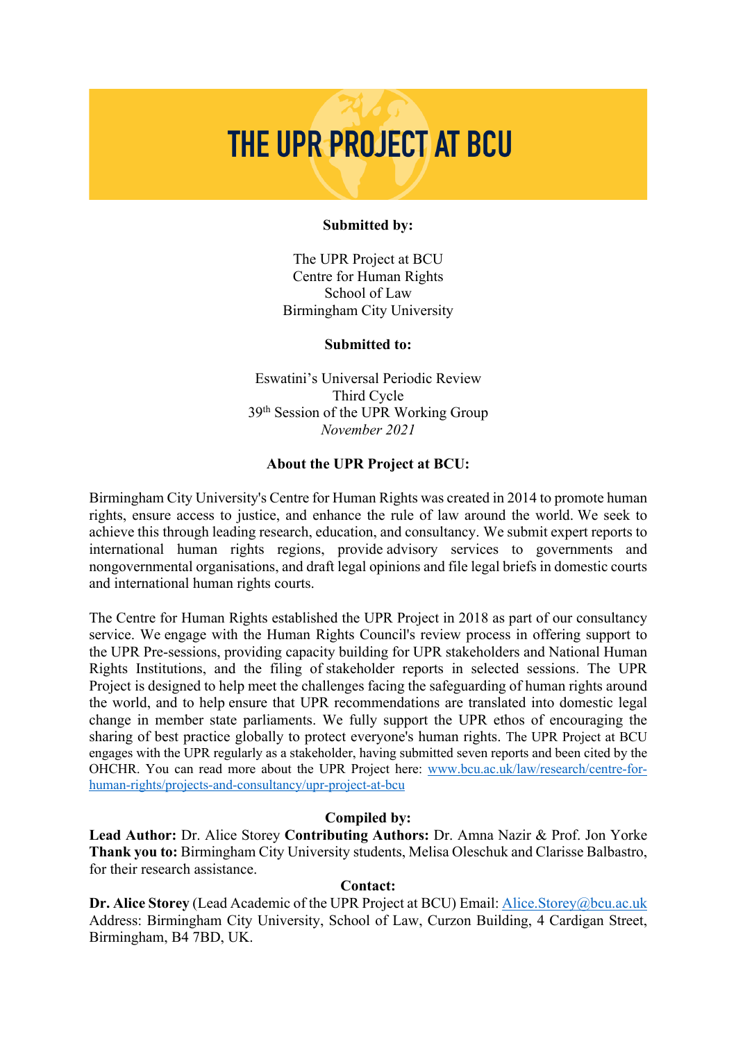# THE UPR PROJECT AT BCU

**Submitted by:**

The UPR Project at BCU
Centre for Human Rights
School of Law
Birmingham City University

**Submitted to:**

Eswatini's Universal Periodic Review
Third Cycle
39th Session of the UPR Working Group
*November 2021*

**About the UPR Project at BCU:**

Birmingham City University's Centre for Human Rights was created in 2014 to promote human rights, ensure access to justice, and enhance the rule of law around the world. We seek to achieve this through leading research, education, and consultancy. We submit expert reports to international human rights regions, provide advisory services to governments and nongovernmental organisations, and draft legal opinions and file legal briefs in domestic courts and international human rights courts.

The Centre for Human Rights established the UPR Project in 2018 as part of our consultancy service. We engage with the Human Rights Council's review process in offering support to the UPR Pre-sessions, providing capacity building for UPR stakeholders and National Human Rights Institutions, and the filing of stakeholder reports in selected sessions. The UPR Project is designed to help meet the challenges facing the safeguarding of human rights around the world, and to help ensure that UPR recommendations are translated into domestic legal change in member state parliaments. We fully support the UPR ethos of encouraging the sharing of best practice globally to protect everyone's human rights. The UPR Project at BCU engages with the UPR regularly as a stakeholder, having submitted seven reports and been cited by the OHCHR. You can read more about the UPR Project here: [www.bcu.ac.uk/law/research/centre-for-human-rights/projects-and-consultancy/upr-project-at-bcu](www.bcu.ac.uk/law/research/centre-for-human-rights/projects-and-consultancy/upr-project-at-bcu)

**Compiled by:**

**Lead Author:** Dr. Alice Storey **Contributing Authors:** Dr. Amna Nazir & Prof. Jon Yorke
**Thank you to:** Birmingham City University students, Melisa Oleschuk and Clarisse Balbastro, for their research assistance.

**Contact:**

**Dr. Alice Storey** (Lead Academic of the UPR Project at BCU) Email: Alice.Storey@bcu.ac.uk
Address: Birmingham City University, School of Law, Curzon Building, 4 Cardigan Street, Birmingham, B4 7BD, UK.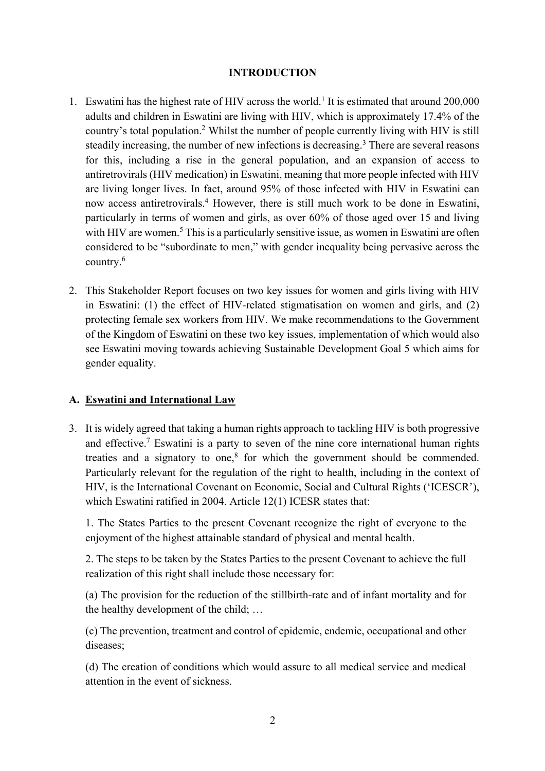## INTRODUCTION

1. Eswatini has the highest rate of HIV across the world.[1] It is estimated that around 200,000 adults and children in Eswatini are living with HIV, which is approximately 17.4% of the country's total population.[2] Whilst the number of people currently living with HIV is still steadily increasing, the number of new infections is decreasing.[3] There are several reasons for this, including a rise in the general population, and an expansion of access to antiretrovirals (HIV medication) in Eswatini, meaning that more people infected with HIV are living longer lives. In fact, around 95% of those infected with HIV in Eswatini can now access antiretrovirals.[4] However, there is still much work to be done in Eswatini, particularly in terms of women and girls, as over 60% of those aged over 15 and living with HIV are women.[5] This is a particularly sensitive issue, as women in Eswatini are often considered to be "subordinate to men," with gender inequality being pervasive across the country.[6]

2. This Stakeholder Report focuses on two key issues for women and girls living with HIV in Eswatini: (1) the effect of HIV-related stigmatisation on women and girls, and (2) protecting female sex workers from HIV. We make recommendations to the Government of the Kingdom of Eswatini on these two key issues, implementation of which would also see Eswatini moving towards achieving Sustainable Development Goal 5 which aims for gender equality.

### A. <u>Eswatini and International Law</u>

3. It is widely agreed that taking a human rights approach to tackling HIV is both progressive and effective.[7] Eswatini is a party to seven of the nine core international human rights treaties and a signatory to one,[8] for which the government should be commended. Particularly relevant for the regulation of the right to health, including in the context of HIV, is the International Covenant on Economic, Social and Cultural Rights ('ICESCR'), which Eswatini ratified in 2004. Article 12(1) ICESR states that:

   1. The States Parties to the present Covenant recognize the right of everyone to the enjoyment of the highest attainable standard of physical and mental health.

   2. The steps to be taken by the States Parties to the present Covenant to achieve the full realization of this right shall include those necessary for:

   (a) The provision for the reduction of the stillbirth-rate and of infant mortality and for the healthy development of the child; …

   (c) The prevention, treatment and control of epidemic, endemic, occupational and other diseases;

   (d) The creation of conditions which would assure to all medical service and medical attention in the event of sickness.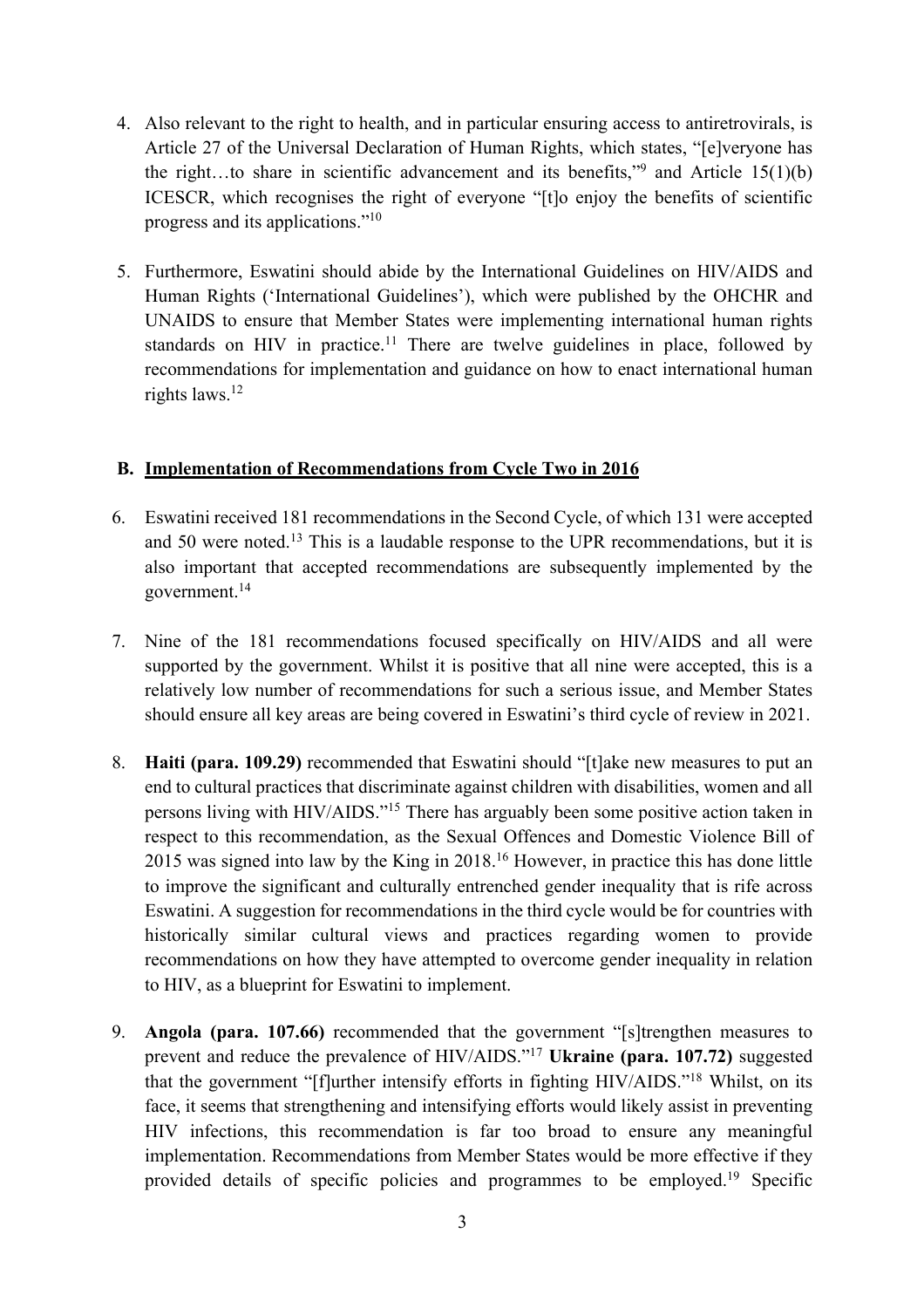4. Also relevant to the right to health, and in particular ensuring access to antiretrovirals, is Article 27 of the Universal Declaration of Human Rights, which states, "[e]veryone has the right…to share in scientific advancement and its benefits,"[9] and Article 15(1)(b) ICESCR, which recognises the right of everyone "[t]o enjoy the benefits of scientific progress and its applications."[10]

5. Furthermore, Eswatini should abide by the International Guidelines on HIV/AIDS and Human Rights ('International Guidelines'), which were published by the OHCHR and UNAIDS to ensure that Member States were implementing international human rights standards on HIV in practice.[11] There are twelve guidelines in place, followed by recommendations for implementation and guidance on how to enact international human rights laws.[12]

## B. Implementation of Recommendations from Cycle Two in 2016

6. Eswatini received 181 recommendations in the Second Cycle, of which 131 were accepted and 50 were noted.[13] This is a laudable response to the UPR recommendations, but it is also important that accepted recommendations are subsequently implemented by the government.[14]

7. Nine of the 181 recommendations focused specifically on HIV/AIDS and all were supported by the government. Whilst it is positive that all nine were accepted, this is a relatively low number of recommendations for such a serious issue, and Member States should ensure all key areas are being covered in Eswatini's third cycle of review in 2021.

8. **Haiti (para. 109.29)** recommended that Eswatini should "[t]ake new measures to put an end to cultural practices that discriminate against children with disabilities, women and all persons living with HIV/AIDS."[15] There has arguably been some positive action taken in respect to this recommendation, as the Sexual Offences and Domestic Violence Bill of 2015 was signed into law by the King in 2018.[16] However, in practice this has done little to improve the significant and culturally entrenched gender inequality that is rife across Eswatini. A suggestion for recommendations in the third cycle would be for countries with historically similar cultural views and practices regarding women to provide recommendations on how they have attempted to overcome gender inequality in relation to HIV, as a blueprint for Eswatini to implement.

9. **Angola (para. 107.66)** recommended that the government "[s]trengthen measures to prevent and reduce the prevalence of HIV/AIDS."[17] **Ukraine (para. 107.72)** suggested that the government "[f]urther intensify efforts in fighting HIV/AIDS."[18] Whilst, on its face, it seems that strengthening and intensifying efforts would likely assist in preventing HIV infections, this recommendation is far too broad to ensure any meaningful implementation. Recommendations from Member States would be more effective if they provided details of specific policies and programmes to be employed.[19] Specific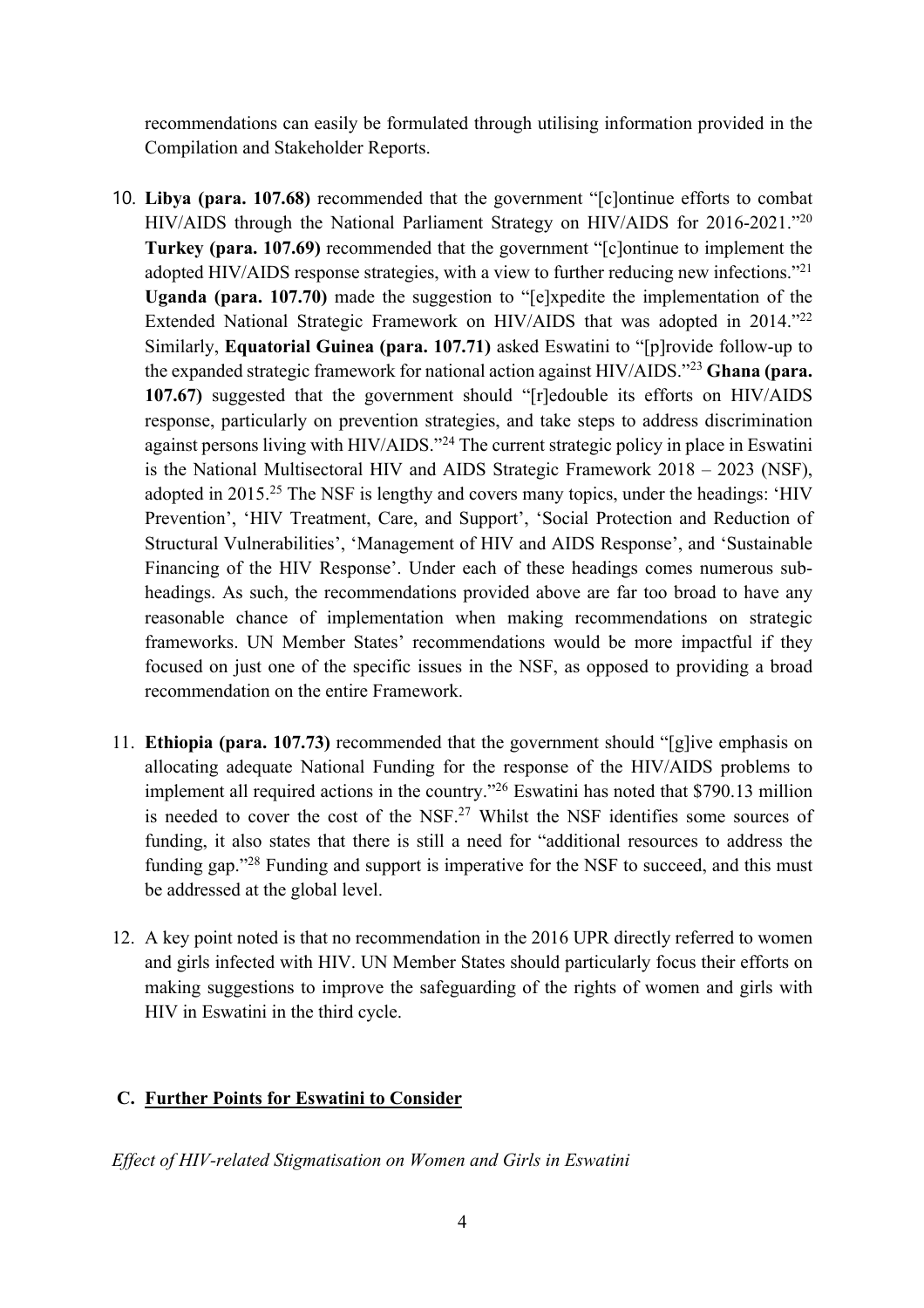recommendations can easily be formulated through utilising information provided in the Compilation and Stakeholder Reports.

10. **Libya (para. 107.68)** recommended that the government "[c]ontinue efforts to combat HIV/AIDS through the National Parliament Strategy on HIV/AIDS for 2016-2021."[20] **Turkey (para. 107.69)** recommended that the government "[c]ontinue to implement the adopted HIV/AIDS response strategies, with a view to further reducing new infections."[21] **Uganda (para. 107.70)** made the suggestion to "[e]xpedite the implementation of the Extended National Strategic Framework on HIV/AIDS that was adopted in 2014."[22] Similarly, **Equatorial Guinea (para. 107.71)** asked Eswatini to "[p]rovide follow-up to the expanded strategic framework for national action against HIV/AIDS."[23] **Ghana (para. 107.67)** suggested that the government should "[r]edouble its efforts on HIV/AIDS response, particularly on prevention strategies, and take steps to address discrimination against persons living with HIV/AIDS."[24] The current strategic policy in place in Eswatini is the National Multisectoral HIV and AIDS Strategic Framework 2018 – 2023 (NSF), adopted in 2015.[25] The NSF is lengthy and covers many topics, under the headings: 'HIV Prevention', 'HIV Treatment, Care, and Support', 'Social Protection and Reduction of Structural Vulnerabilities', 'Management of HIV and AIDS Response', and 'Sustainable Financing of the HIV Response'. Under each of these headings comes numerous sub-headings. As such, the recommendations provided above are far too broad to have any reasonable chance of implementation when making recommendations on strategic frameworks. UN Member States' recommendations would be more impactful if they focused on just one of the specific issues in the NSF, as opposed to providing a broad recommendation on the entire Framework.

11. **Ethiopia (para. 107.73)** recommended that the government should "[g]ive emphasis on allocating adequate National Funding for the response of the HIV/AIDS problems to implement all required actions in the country."[26] Eswatini has noted that $790.13 million is needed to cover the cost of the NSF.[27] Whilst the NSF identifies some sources of funding, it also states that there is still a need for "additional resources to address the funding gap."[28] Funding and support is imperative for the NSF to succeed, and this must be addressed at the global level.

12. A key point noted is that no recommendation in the 2016 UPR directly referred to women and girls infected with HIV. UN Member States should particularly focus their efforts on making suggestions to improve the safeguarding of the rights of women and girls with HIV in Eswatini in the third cycle.

## C. Further Points for Eswatini to Consider

*Effect of HIV-related Stigmatisation on Women and Girls in Eswatini*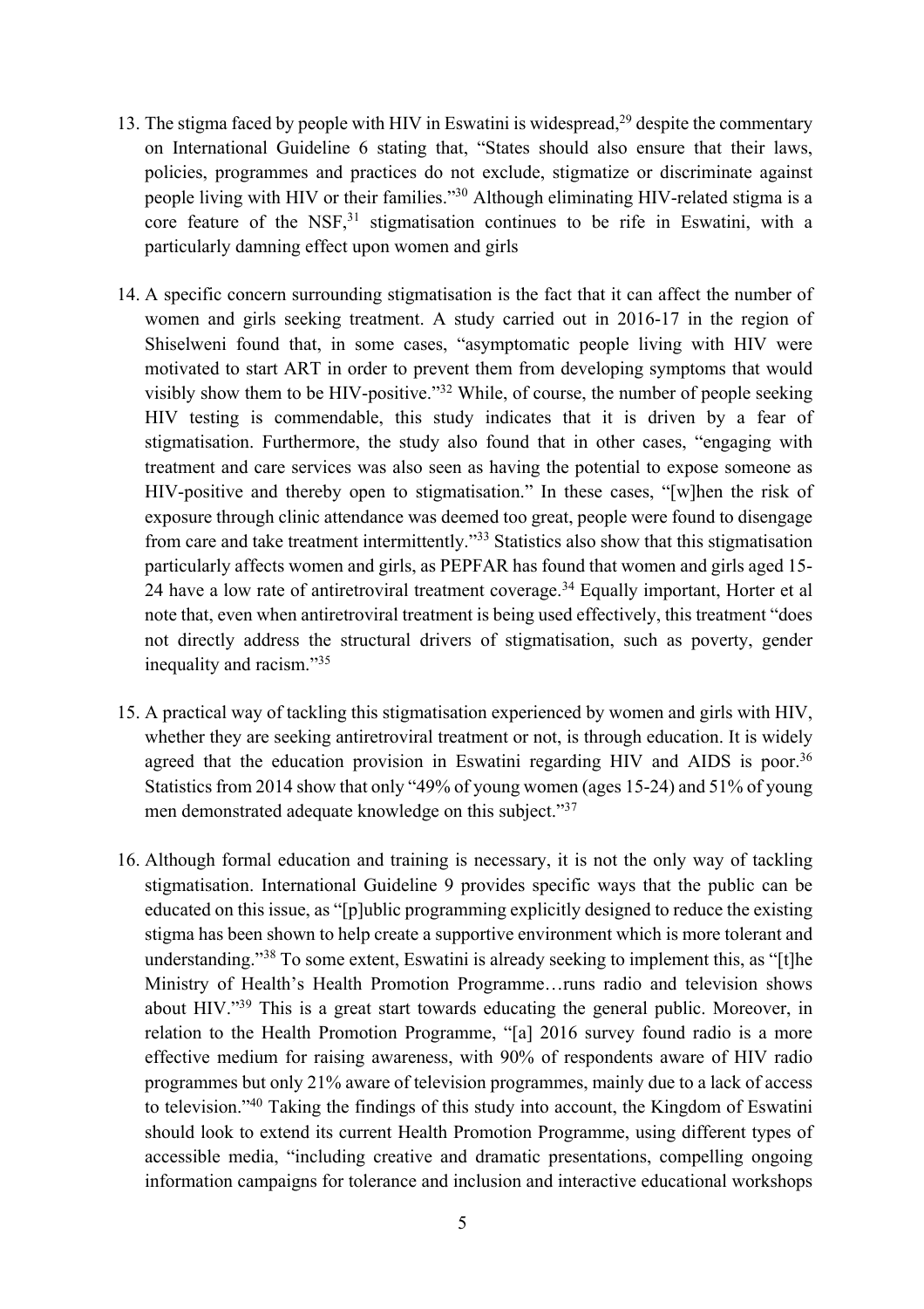13. The stigma faced by people with HIV in Eswatini is widespread,[29] despite the commentary on International Guideline 6 stating that, "States should also ensure that their laws, policies, programmes and practices do not exclude, stigmatize or discriminate against people living with HIV or their families."[30] Although eliminating HIV-related stigma is a core feature of the NSF,[31] stigmatisation continues to be rife in Eswatini, with a particularly damning effect upon women and girls

14. A specific concern surrounding stigmatisation is the fact that it can affect the number of women and girls seeking treatment. A study carried out in 2016-17 in the region of Shiselweni found that, in some cases, "asymptomatic people living with HIV were motivated to start ART in order to prevent them from developing symptoms that would visibly show them to be HIV-positive."[32] While, of course, the number of people seeking HIV testing is commendable, this study indicates that it is driven by a fear of stigmatisation. Furthermore, the study also found that in other cases, "engaging with treatment and care services was also seen as having the potential to expose someone as HIV-positive and thereby open to stigmatisation." In these cases, "[w]hen the risk of exposure through clinic attendance was deemed too great, people were found to disengage from care and take treatment intermittently."[33] Statistics also show that this stigmatisation particularly affects women and girls, as PEPFAR has found that women and girls aged 15-24 have a low rate of antiretroviral treatment coverage.[34] Equally important, Horter et al note that, even when antiretroviral treatment is being used effectively, this treatment "does not directly address the structural drivers of stigmatisation, such as poverty, gender inequality and racism."[35]

15. A practical way of tackling this stigmatisation experienced by women and girls with HIV, whether they are seeking antiretroviral treatment or not, is through education. It is widely agreed that the education provision in Eswatini regarding HIV and AIDS is poor.[36] Statistics from 2014 show that only "49% of young women (ages 15-24) and 51% of young men demonstrated adequate knowledge on this subject."[37]

16. Although formal education and training is necessary, it is not the only way of tackling stigmatisation. International Guideline 9 provides specific ways that the public can be educated on this issue, as "[p]ublic programming explicitly designed to reduce the existing stigma has been shown to help create a supportive environment which is more tolerant and understanding."[38] To some extent, Eswatini is already seeking to implement this, as "[t]he Ministry of Health's Health Promotion Programme…runs radio and television shows about HIV."[39] This is a great start towards educating the general public. Moreover, in relation to the Health Promotion Programme, "[a] 2016 survey found radio is a more effective medium for raising awareness, with 90% of respondents aware of HIV radio programmes but only 21% aware of television programmes, mainly due to a lack of access to television."[40] Taking the findings of this study into account, the Kingdom of Eswatini should look to extend its current Health Promotion Programme, using different types of accessible media, "including creative and dramatic presentations, compelling ongoing information campaigns for tolerance and inclusion and interactive educational workshops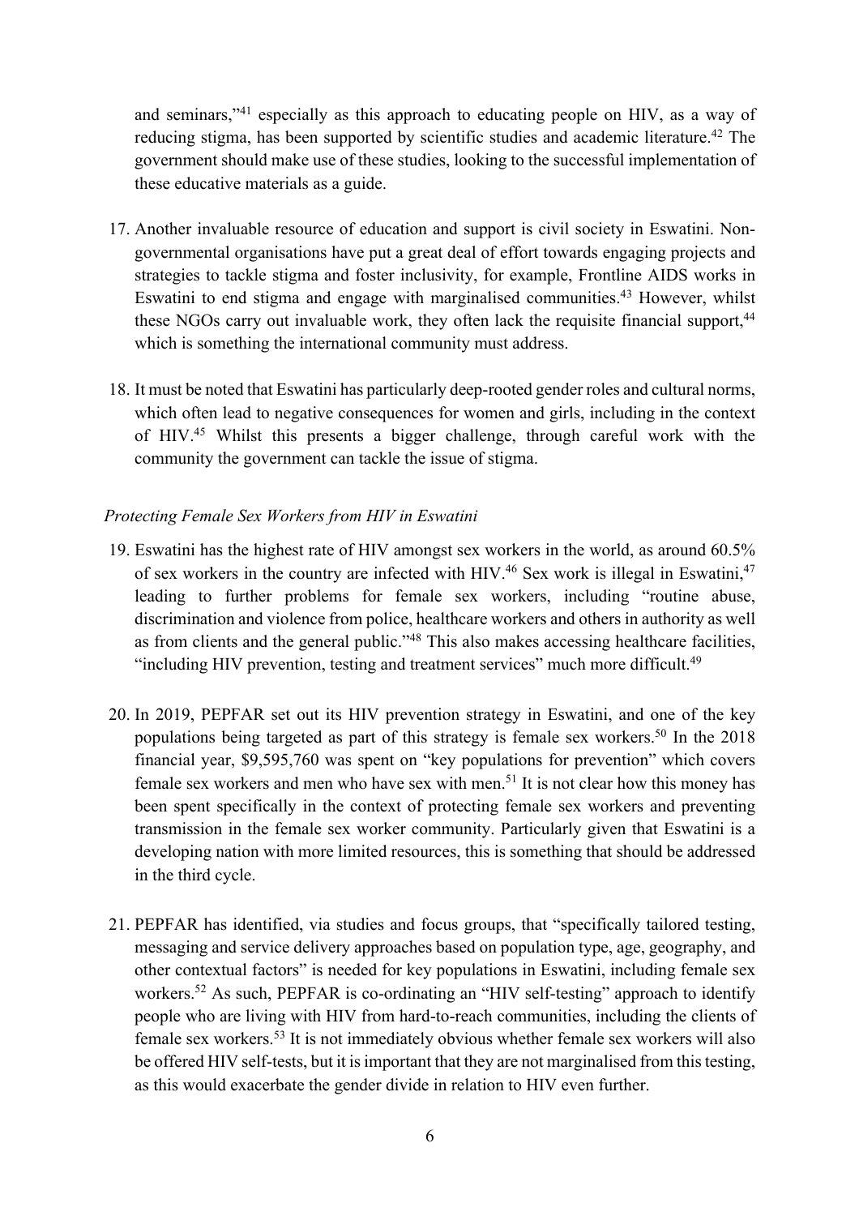and seminars,"[41] especially as this approach to educating people on HIV, as a way of reducing stigma, has been supported by scientific studies and academic literature.[42] The government should make use of these studies, looking to the successful implementation of these educative materials as a guide.

17. Another invaluable resource of education and support is civil society in Eswatini. Non-governmental organisations have put a great deal of effort towards engaging projects and strategies to tackle stigma and foster inclusivity, for example, Frontline AIDS works in Eswatini to end stigma and engage with marginalised communities.[43] However, whilst these NGOs carry out invaluable work, they often lack the requisite financial support,[44] which is something the international community must address.

18. It must be noted that Eswatini has particularly deep-rooted gender roles and cultural norms, which often lead to negative consequences for women and girls, including in the context of HIV.[45] Whilst this presents a bigger challenge, through careful work with the community the government can tackle the issue of stigma.

*Protecting Female Sex Workers from HIV in Eswatini*

19. Eswatini has the highest rate of HIV amongst sex workers in the world, as around 60.5% of sex workers in the country are infected with HIV.[46] Sex work is illegal in Eswatini,[47] leading to further problems for female sex workers, including "routine abuse, discrimination and violence from police, healthcare workers and others in authority as well as from clients and the general public."[48] This also makes accessing healthcare facilities, "including HIV prevention, testing and treatment services" much more difficult.[49]

20. In 2019, PEPFAR set out its HIV prevention strategy in Eswatini, and one of the key populations being targeted as part of this strategy is female sex workers.[50] In the 2018 financial year, $9,595,760 was spent on "key populations for prevention" which covers female sex workers and men who have sex with men.[51] It is not clear how this money has been spent specifically in the context of protecting female sex workers and preventing transmission in the female sex worker community. Particularly given that Eswatini is a developing nation with more limited resources, this is something that should be addressed in the third cycle.

21. PEPFAR has identified, via studies and focus groups, that "specifically tailored testing, messaging and service delivery approaches based on population type, age, geography, and other contextual factors" is needed for key populations in Eswatini, including female sex workers.[52] As such, PEPFAR is co-ordinating an "HIV self-testing" approach to identify people who are living with HIV from hard-to-reach communities, including the clients of female sex workers.[53] It is not immediately obvious whether female sex workers will also be offered HIV self-tests, but it is important that they are not marginalised from this testing, as this would exacerbate the gender divide in relation to HIV even further.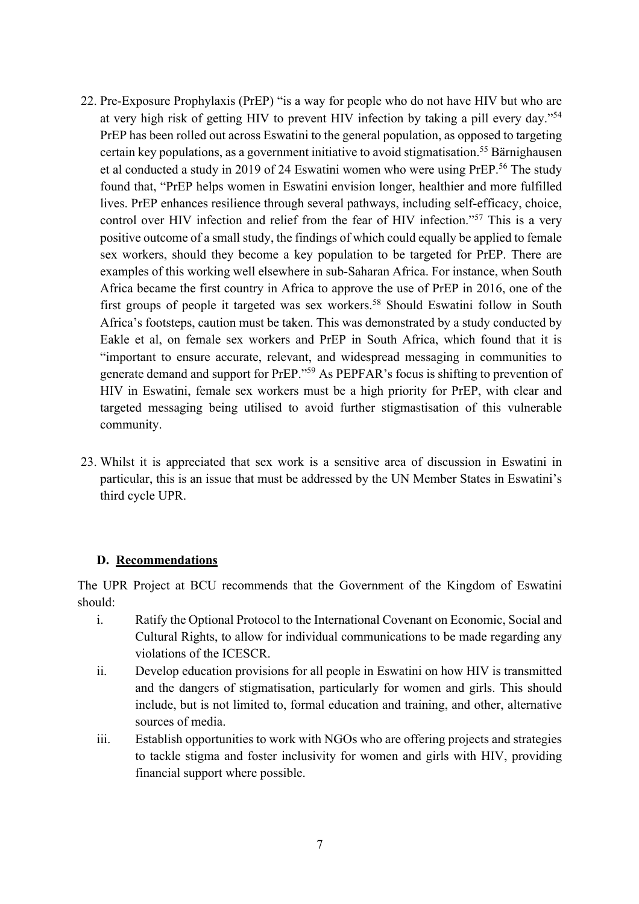22. Pre-Exposure Prophylaxis (PrEP) "is a way for people who do not have HIV but who are at very high risk of getting HIV to prevent HIV infection by taking a pill every day."[54] PrEP has been rolled out across Eswatini to the general population, as opposed to targeting certain key populations, as a government initiative to avoid stigmatisation.[55] Bärnighausen et al conducted a study in 2019 of 24 Eswatini women who were using PrEP.[56] The study found that, "PrEP helps women in Eswatini envision longer, healthier and more fulfilled lives. PrEP enhances resilience through several pathways, including self-efficacy, choice, control over HIV infection and relief from the fear of HIV infection."[57] This is a very positive outcome of a small study, the findings of which could equally be applied to female sex workers, should they become a key population to be targeted for PrEP. There are examples of this working well elsewhere in sub-Saharan Africa. For instance, when South Africa became the first country in Africa to approve the use of PrEP in 2016, one of the first groups of people it targeted was sex workers.[58] Should Eswatini follow in South Africa's footsteps, caution must be taken. This was demonstrated by a study conducted by Eakle et al, on female sex workers and PrEP in South Africa, which found that it is "important to ensure accurate, relevant, and widespread messaging in communities to generate demand and support for PrEP."[59] As PEPFAR's focus is shifting to prevention of HIV in Eswatini, female sex workers must be a high priority for PrEP, with clear and targeted messaging being utilised to avoid further stigmastisation of this vulnerable community.

23. Whilst it is appreciated that sex work is a sensitive area of discussion in Eswatini in particular, this is an issue that must be addressed by the UN Member States in Eswatini's third cycle UPR.

### D. Recommendations

The UPR Project at BCU recommends that the Government of the Kingdom of Eswatini should:

i. Ratify the Optional Protocol to the International Covenant on Economic, Social and Cultural Rights, to allow for individual communications to be made regarding any violations of the ICESCR.

ii. Develop education provisions for all people in Eswatini on how HIV is transmitted and the dangers of stigmatisation, particularly for women and girls. This should include, but is not limited to, formal education and training, and other, alternative sources of media.

iii. Establish opportunities to work with NGOs who are offering projects and strategies to tackle stigma and foster inclusivity for women and girls with HIV, providing financial support where possible.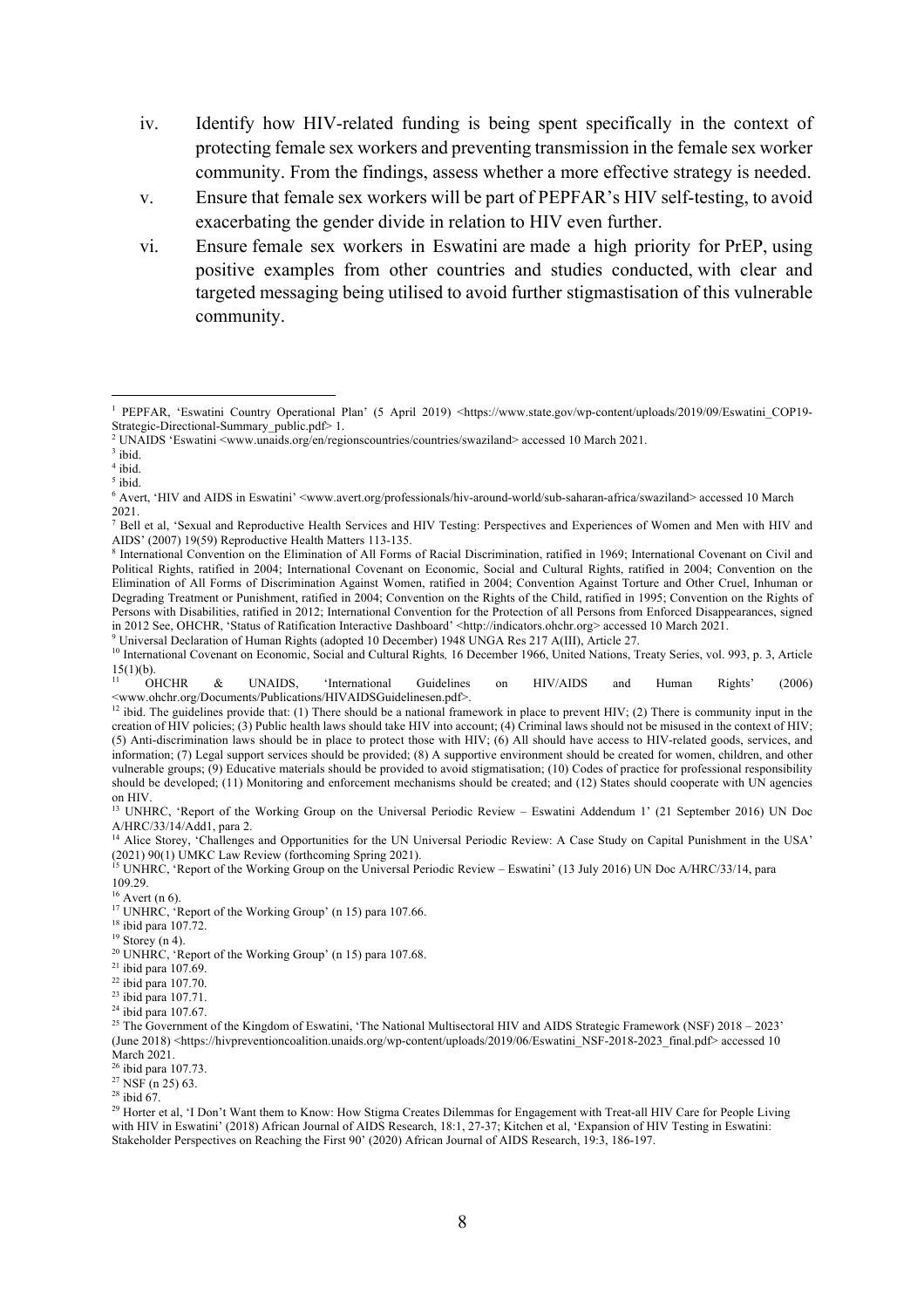iv. Identify how HIV-related funding is being spent specifically in the context of protecting female sex workers and preventing transmission in the female sex worker community. From the findings, assess whether a more effective strategy is needed.

v. Ensure that female sex workers will be part of PEPFAR's HIV self-testing, to avoid exacerbating the gender divide in relation to HIV even further.

vi. Ensure female sex workers in Eswatini are made a high priority for PrEP, using positive examples from other countries and studies conducted, with clear and targeted messaging being utilised to avoid further stigmastisation of this vulnerable community.

---

[1] PEPFAR, 'Eswatini Country Operational Plan' (5 April 2019) <https://www.state.gov/wp-content/uploads/2019/09/Eswatini_COP19-Strategic-Directional-Summary_public.pdf> 1.

[2] UNAIDS 'Eswatini <www.unaids.org/en/regionscountries/countries/swaziland> accessed 10 March 2021.

[3] ibid.

[4] ibid.

[5] ibid.

[6] Avert, 'HIV and AIDS in Eswatini' <www.avert.org/professionals/hiv-around-world/sub-saharan-africa/swaziland> accessed 10 March 2021.

[7] Bell et al, 'Sexual and Reproductive Health Services and HIV Testing: Perspectives and Experiences of Women and Men with HIV and AIDS' (2007) 19(59) Reproductive Health Matters 113-135.

[8] International Convention on the Elimination of All Forms of Racial Discrimination, ratified in 1969; International Covenant on Civil and Political Rights, ratified in 2004; International Covenant on Economic, Social and Cultural Rights, ratified in 2004; Convention on the Elimination of All Forms of Discrimination Against Women, ratified in 2004; Convention Against Torture and Other Cruel, Inhuman or Degrading Treatment or Punishment, ratified in 2004; Convention on the Rights of the Child, ratified in 1995; Convention on the Rights of Persons with Disabilities, ratified in 2012; International Convention for the Protection of all Persons from Enforced Disappearances, signed in 2012 See, OHCHR, 'Status of Ratification Interactive Dashboard' <http://indicators.ohchr.org> accessed 10 March 2021.

[9] Universal Declaration of Human Rights (adopted 10 December) 1948 UNGA Res 217 A(III), Article 27.

[10] International Covenant on Economic, Social and Cultural Rights*,* 16 December 1966, United Nations, Treaty Series, vol. 993, p. 3, Article 15(1)(b).

[11] OHCHR & UNAIDS, 'International Guidelines on HIV/AIDS and Human Rights' (2006) <www.ohchr.org/Documents/Publications/HIVAIDSGuidelinesen.pdf>.

[12] ibid. The guidelines provide that: (1) There should be a national framework in place to prevent HIV; (2) There is community input in the creation of HIV policies; (3) Public health laws should take HIV into account; (4) Criminal laws should not be misused in the context of HIV; (5) Anti-discrimination laws should be in place to protect those with HIV; (6) All should have access to HIV-related goods, services, and information; (7) Legal support services should be provided; (8) A supportive environment should be created for women, children, and other vulnerable groups; (9) Educative materials should be provided to avoid stigmatisation; (10) Codes of practice for professional responsibility should be developed; (11) Monitoring and enforcement mechanisms should be created; and (12) States should cooperate with UN agencies on HIV.

[13] UNHRC, 'Report of the Working Group on the Universal Periodic Review – Eswatini Addendum 1' (21 September 2016) UN Doc A/HRC/33/14/Add1, para 2.

[14] Alice Storey, 'Challenges and Opportunities for the UN Universal Periodic Review: A Case Study on Capital Punishment in the USA' (2021) 90(1) UMKC Law Review (forthcoming Spring 2021).

[15] UNHRC, 'Report of the Working Group on the Universal Periodic Review – Eswatini' (13 July 2016) UN Doc A/HRC/33/14, para 109.29.

[16] Avert (n 6).

[17] UNHRC, 'Report of the Working Group' (n 15) para 107.66.

[18] ibid para 107.72.

[19] Storey (n 4).

[20] UNHRC, 'Report of the Working Group' (n 15) para 107.68.

[21] ibid para 107.69.

[22] ibid para 107.70.

[23] ibid para 107.71.

[24] ibid para 107.67.

[25] The Government of the Kingdom of Eswatini, 'The National Multisectoral HIV and AIDS Strategic Framework (NSF) 2018 – 2023' (June 2018) <https://hivpreventioncoalition.unaids.org/wp-content/uploads/2019/06/Eswatini_NSF-2018-2023_final.pdf> accessed 10 March 2021.

[26] ibid para 107.73.

[27] NSF (n 25) 63.

[28] ibid 67.

[29] Horter et al, 'I Don't Want them to Know: How Stigma Creates Dilemmas for Engagement with Treat-all HIV Care for People Living with HIV in Eswatini' (2018) African Journal of AIDS Research, 18:1, 27-37; Kitchen et al, 'Expansion of HIV Testing in Eswatini: Stakeholder Perspectives on Reaching the First 90' (2020) African Journal of AIDS Research, 19:3, 186-197.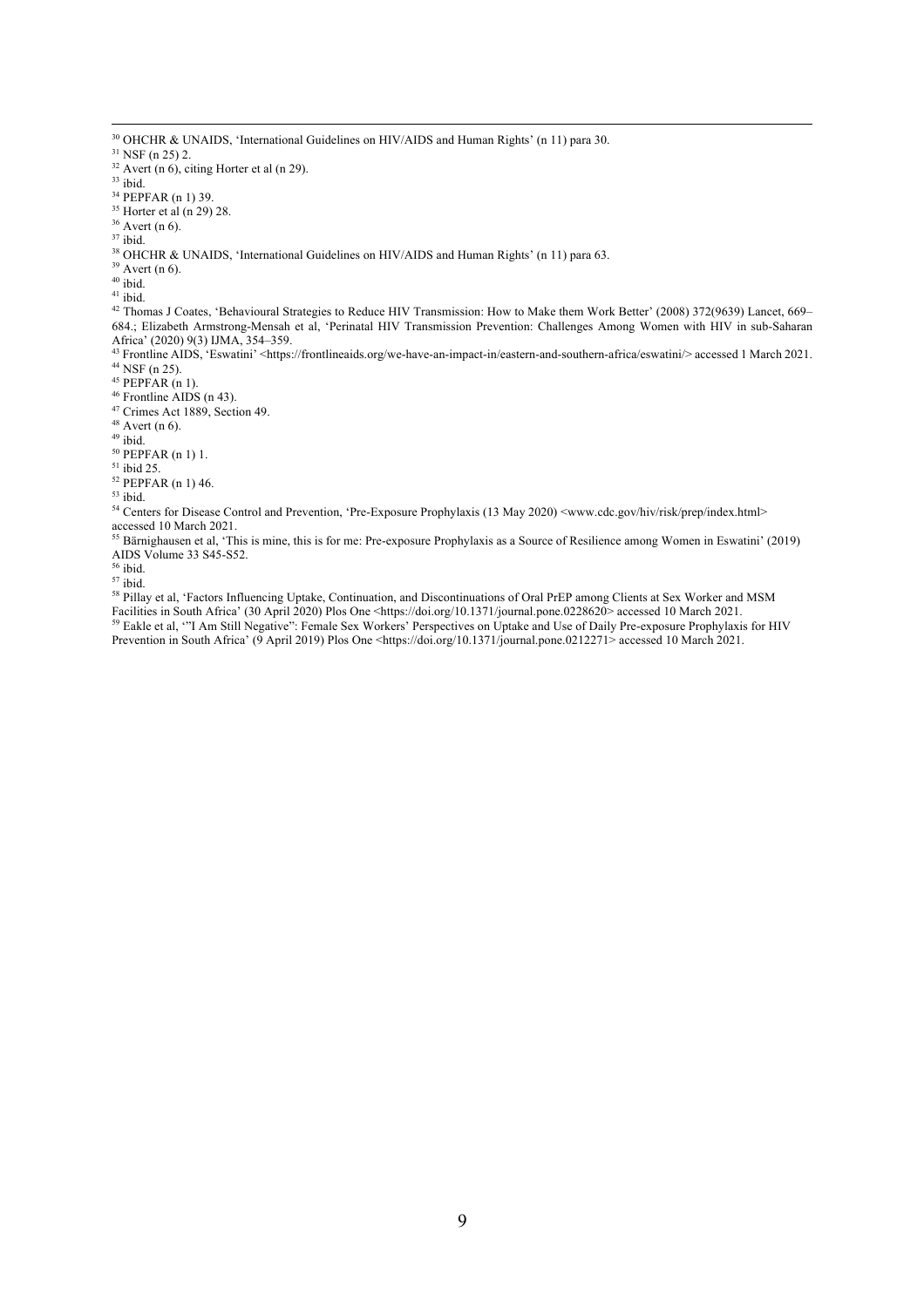[30] OHCHR & UNAIDS, 'International Guidelines on HIV/AIDS and Human Rights' (n 11) para 30.

[31] NSF (n 25) 2.

[32] Avert (n 6), citing Horter et al (n 29).

[33] ibid.

[34] PEPFAR (n 1) 39.

[35] Horter et al (n 29) 28.

[36] Avert (n 6).

[37] ibid.

[38] OHCHR & UNAIDS, 'International Guidelines on HIV/AIDS and Human Rights' (n 11) para 63.

[39] Avert (n 6).

[40] ibid.

[41] ibid.

[42] Thomas J Coates, 'Behavioural Strategies to Reduce HIV Transmission: How to Make them Work Better' (2008) 372(9639) Lancet, 669–684.; Elizabeth Armstrong-Mensah et al, 'Perinatal HIV Transmission Prevention: Challenges Among Women with HIV in sub-Saharan Africa' (2020) 9(3) IJMA, 354–359.

[43] Frontline AIDS, 'Eswatini' <https://frontlineaids.org/we-have-an-impact-in/eastern-and-southern-africa/eswatini/> accessed 1 March 2021.

[44] NSF (n 25).

[45] PEPFAR (n 1).

[46] Frontline AIDS (n 43).

[47] Crimes Act 1889, Section 49.

[48] Avert (n 6).

[49] ibid.

[50] PEPFAR (n 1) 1.

[51] ibid 25.

[52] PEPFAR (n 1) 46.

[53] ibid.

[54] Centers for Disease Control and Prevention, 'Pre-Exposure Prophylaxis (13 May 2020) <www.cdc.gov/hiv/risk/prep/index.html> accessed 10 March 2021.

[55] Bärnighausen et al, 'This is mine, this is for me: Pre-exposure Prophylaxis as a Source of Resilience among Women in Eswatini' (2019) AIDS Volume 33 S45-S52.

[56] ibid.

[57] ibid.

[58] Pillay et al, 'Factors Influencing Uptake, Continuation, and Discontinuations of Oral PrEP among Clients at Sex Worker and MSM Facilities in South Africa' (30 April 2020) Plos One <https://doi.org/10.1371/journal.pone.0228620> accessed 10 March 2021.

[59] Eakle et al, '"I Am Still Negative": Female Sex Workers' Perspectives on Uptake and Use of Daily Pre-exposure Prophylaxis for HIV Prevention in South Africa' (9 April 2019) Plos One <https://doi.org/10.1371/journal.pone.0212271> accessed 10 March 2021.